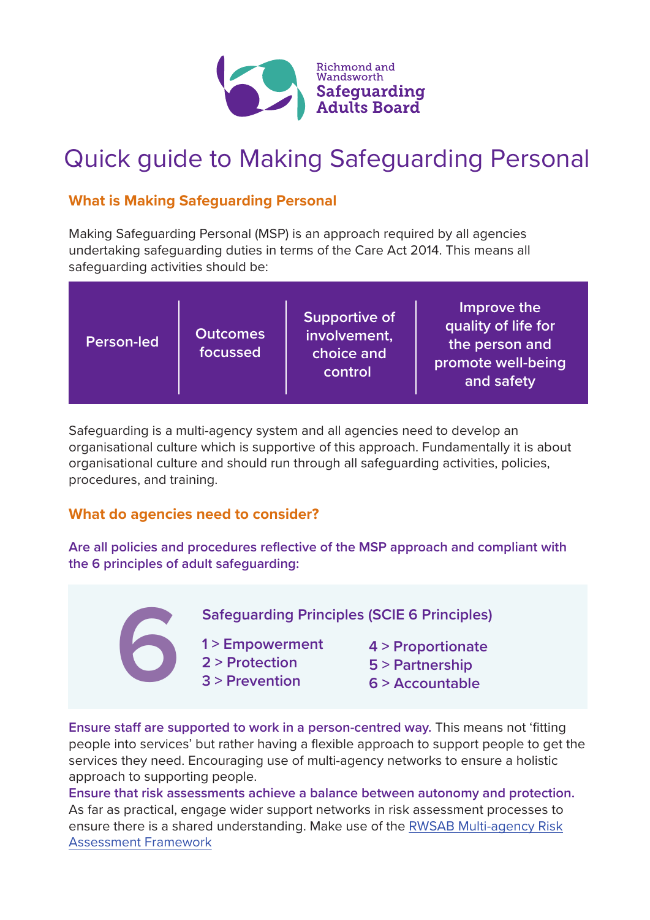Richmond and Wandsworth
**Safeguarding Adults Board**

# Quick guide to Making Safeguarding Personal

## What is Making Safeguarding Personal

Making Safeguarding Personal (MSP) is an approach required by all agencies undertaking safeguarding duties in terms of the Care Act 2014. This means all safeguarding activities should be:

| Person-led | Outcomes focussed | Supportive of involvement, choice and control | Improve the quality of life for the person and promote well-being and safety |
|---|---|---|---|

Safeguarding is a multi-agency system and all agencies need to develop an organisational culture which is supportive of this approach. Fundamentally it is about organisational culture and should run through all safeguarding activities, policies, procedures, and training.

## What do agencies need to consider?

**Are all policies and procedures reflective of the MSP approach and compliant with the 6 principles of adult safeguarding:**

**6 Safeguarding Principles (SCIE 6 Principles)**

1 > Empowerment
2 > Protection
3 > Prevention
4 > Proportionate
5 > Partnership
6 > Accountable

**Ensure staff are supported to work in a person-centred way.** This means not 'fitting people into services' but rather having a flexible approach to support people to get the services they need. Encouraging use of multi-agency networks to ensure a holistic approach to supporting people.

**Ensure that risk assessments achieve a balance between autonomy and protection.** As far as practical, engage wider support networks in risk assessment processes to ensure there is a shared understanding. Make use of the RWSAB Multi-agency Risk Assessment Framework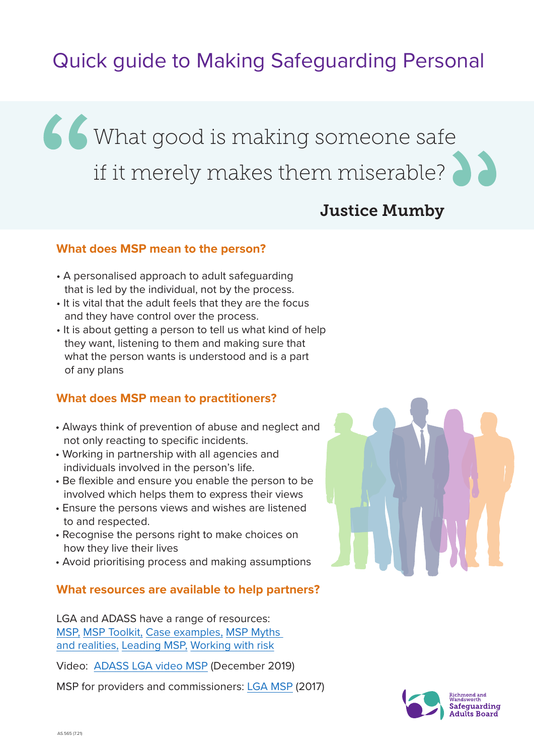# Quick guide to Making Safeguarding Personal

> What good is making someone safe if it merely makes them miserable?
>
> **Justice Mumby**

### What does MSP mean to the person?

- A personalised approach to adult safeguarding that is led by the individual, not by the process.
- It is vital that the adult feels that they are the focus and they have control over the process.
- It is about getting a person to tell us what kind of help they want, listening to them and making sure that what the person wants is understood and is a part of any plans

### What does MSP mean to practitioners?

- Always think of prevention of abuse and neglect and not only reacting to specific incidents.
- Working in partnership with all agencies and individuals involved in the person's life.
- Be flexible and ensure you enable the person to be involved which helps them to express their views
- Ensure the persons views and wishes are listened to and respected.
- Recognise the persons right to make choices on how they live their lives
- Avoid prioritising process and making assumptions

### What resources are available to help partners?

LGA and ADASS have a range of resources:
MSP, MSP Toolkit, Case examples, MSP Myths and realities, Leading MSP, Working with risk

Video: ADASS LGA video MSP (December 2019)

MSP for providers and commissioners: LGA MSP (2017)

Richmond and Wandsworth Safeguarding Adults Board

AS.565 (7.21)